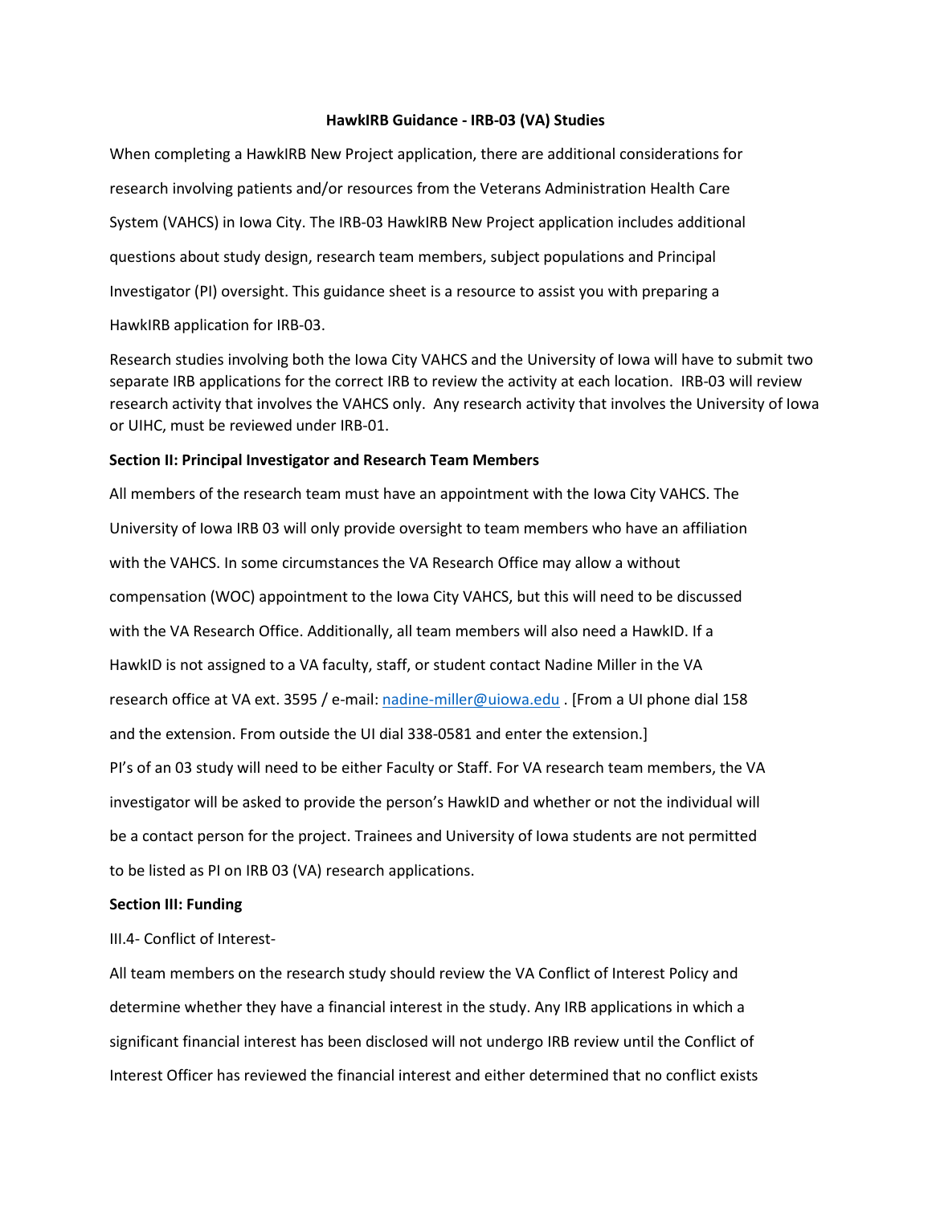# HawkIRB Guidance - IRB-03 (VA) Studies

When completing a HawkIRB New Project application, there are additional considerations for research involving patients and/or resources from the Veterans Administration Health Care System (VAHCS) in Iowa City. The IRB-03 HawkIRB New Project application includes additional questions about study design, research team members, subject populations and Principal Investigator (PI) oversight. This guidance sheet is a resource to assist you with preparing a HawkIRB application for IRB-03.

Research studies involving both the Iowa City VAHCS and the University of Iowa will have to submit two separate IRB applications for the correct IRB to review the activity at each location. IRB-03 will review research activity that involves the VAHCS only. Any research activity that involves the University of Iowa or UIHC, must be reviewed under IRB-01.

## Section II: Principal Investigator and Research Team Members

All members of the research team must have an appointment with the Iowa City VAHCS. The University of Iowa IRB 03 will only provide oversight to team members who have an affiliation with the VAHCS. In some circumstances the VA Research Office may allow a without compensation (WOC) appointment to the Iowa City VAHCS, but this will need to be discussed with the VA Research Office. Additionally, all team members will also need a HawkID. If a HawkID is not assigned to a VA faculty, staff, or student contact Nadine Miller in the VA research office at VA ext. 3595 / e-mail: nadine-miller@uiowa.edu . [From a UI phone dial 158 and the extension. From outside the UI dial 338-0581 and enter the extension.]

PI's of an 03 study will need to be either Faculty or Staff. For VA research team members, the VA investigator will be asked to provide the person's HawkID and whether or not the individual will be a contact person for the project. Trainees and University of Iowa students are not permitted to be listed as PI on IRB 03 (VA) research applications.

## Section III: Funding

III.4- Conflict of Interest-

All team members on the research study should review the VA Conflict of Interest Policy and determine whether they have a financial interest in the study. Any IRB applications in which a significant financial interest has been disclosed will not undergo IRB review until the Conflict of Interest Officer has reviewed the financial interest and either determined that no conflict exists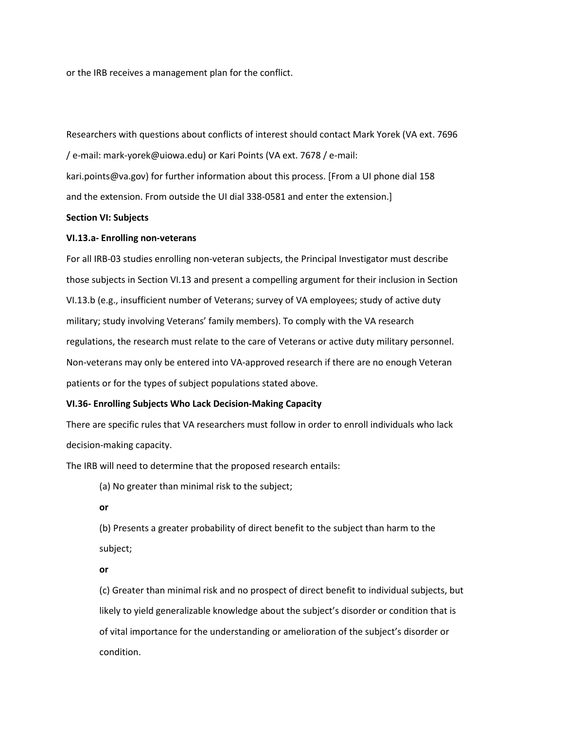or the IRB receives a management plan for the conflict.

Researchers with questions about conflicts of interest should contact Mark Yorek (VA ext. 7696 / e-mail: mark-yorek@uiowa.edu) or Kari Points (VA ext. 7678 / e-mail: kari.points@va.gov) for further information about this process. [From a UI phone dial 158 and the extension. From outside the UI dial 338-0581 and enter the extension.]

**Section VI: Subjects**

**VI.13.a- Enrolling non-veterans**

For all IRB-03 studies enrolling non-veteran subjects, the Principal Investigator must describe those subjects in Section VI.13 and present a compelling argument for their inclusion in Section VI.13.b (e.g., insufficient number of Veterans; survey of VA employees; study of active duty military; study involving Veterans' family members). To comply with the VA research regulations, the research must relate to the care of Veterans or active duty military personnel. Non-veterans may only be entered into VA-approved research if there are no enough Veteran patients or for the types of subject populations stated above.

**VI.36- Enrolling Subjects Who Lack Decision-Making Capacity**

There are specific rules that VA researchers must follow in order to enroll individuals who lack decision-making capacity.

The IRB will need to determine that the proposed research entails:

(a) No greater than minimal risk to the subject;

**or**

(b) Presents a greater probability of direct benefit to the subject than harm to the subject;

**or**

(c) Greater than minimal risk and no prospect of direct benefit to individual subjects, but likely to yield generalizable knowledge about the subject's disorder or condition that is of vital importance for the understanding or amelioration of the subject's disorder or condition.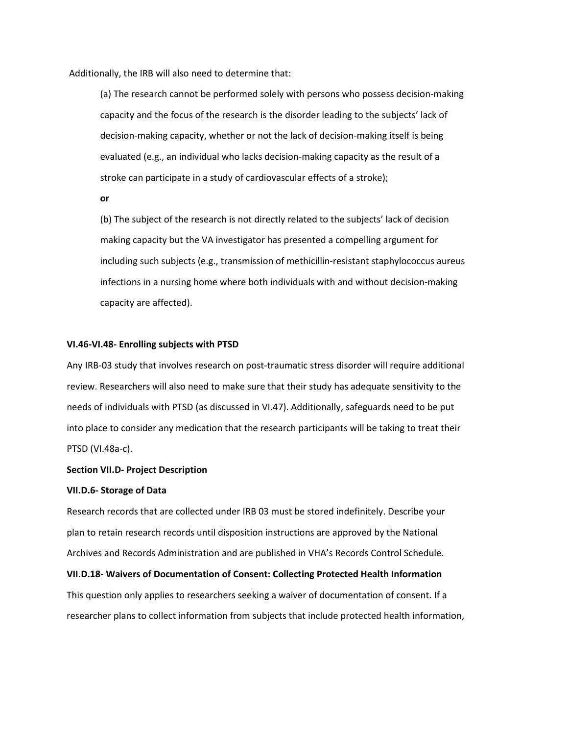Additionally, the IRB will also need to determine that:

> (a) The research cannot be performed solely with persons who possess decision-making capacity and the focus of the research is the disorder leading to the subjects' lack of decision-making capacity, whether or not the lack of decision-making itself is being evaluated (e.g., an individual who lacks decision-making capacity as the result of a stroke can participate in a study of cardiovascular effects of a stroke);
>
> **or**
>
> (b) The subject of the research is not directly related to the subjects' lack of decision making capacity but the VA investigator has presented a compelling argument for including such subjects (e.g., transmission of methicillin-resistant staphylococcus aureus infections in a nursing home where both individuals with and without decision-making capacity are affected).

**VI.46-VI.48- Enrolling subjects with PTSD**

Any IRB-03 study that involves research on post-traumatic stress disorder will require additional review. Researchers will also need to make sure that their study has adequate sensitivity to the needs of individuals with PTSD (as discussed in VI.47). Additionally, safeguards need to be put into place to consider any medication that the research participants will be taking to treat their PTSD (VI.48a-c).

**Section VII.D- Project Description**

**VII.D.6- Storage of Data**

Research records that are collected under IRB 03 must be stored indefinitely. Describe your plan to retain research records until disposition instructions are approved by the National Archives and Records Administration and are published in VHA's Records Control Schedule.

**VII.D.18- Waivers of Documentation of Consent: Collecting Protected Health Information**

This question only applies to researchers seeking a waiver of documentation of consent. If a researcher plans to collect information from subjects that include protected health information,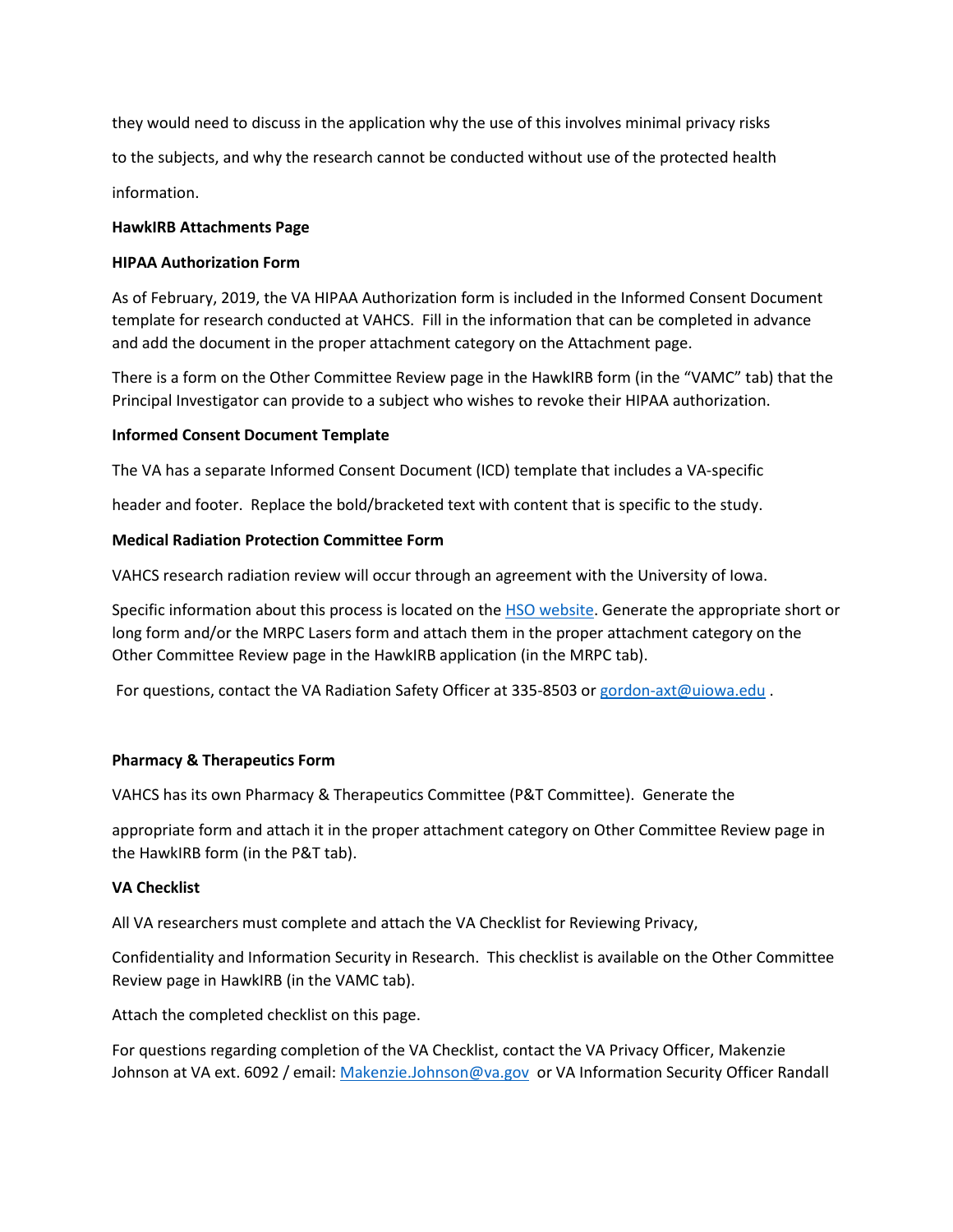they would need to discuss in the application why the use of this involves minimal privacy risks to the subjects, and why the research cannot be conducted without use of the protected health information.

**HawkIRB Attachments Page**

**HIPAA Authorization Form**

As of February, 2019, the VA HIPAA Authorization form is included in the Informed Consent Document template for research conducted at VAHCS. Fill in the information that can be completed in advance and add the document in the proper attachment category on the Attachment page.

There is a form on the Other Committee Review page in the HawkIRB form (in the "VAMC" tab) that the Principal Investigator can provide to a subject who wishes to revoke their HIPAA authorization.

**Informed Consent Document Template**

The VA has a separate Informed Consent Document (ICD) template that includes a VA-specific header and footer. Replace the bold/bracketed text with content that is specific to the study.

**Medical Radiation Protection Committee Form**

VAHCS research radiation review will occur through an agreement with the University of Iowa.

Specific information about this process is located on the HSO website. Generate the appropriate short or long form and/or the MRPC Lasers form and attach them in the proper attachment category on the Other Committee Review page in the HawkIRB application (in the MRPC tab).

For questions, contact the VA Radiation Safety Officer at 335-8503 or gordon-axt@uiowa.edu .

**Pharmacy & Therapeutics Form**

VAHCS has its own Pharmacy & Therapeutics Committee (P&T Committee). Generate the appropriate form and attach it in the proper attachment category on Other Committee Review page in the HawkIRB form (in the P&T tab).

**VA Checklist**

All VA researchers must complete and attach the VA Checklist for Reviewing Privacy, Confidentiality and Information Security in Research. This checklist is available on the Other Committee Review page in HawkIRB (in the VAMC tab).

Attach the completed checklist on this page.

For questions regarding completion of the VA Checklist, contact the VA Privacy Officer, Makenzie Johnson at VA ext. 6092 / email: Makenzie.Johnson@va.gov or VA Information Security Officer Randall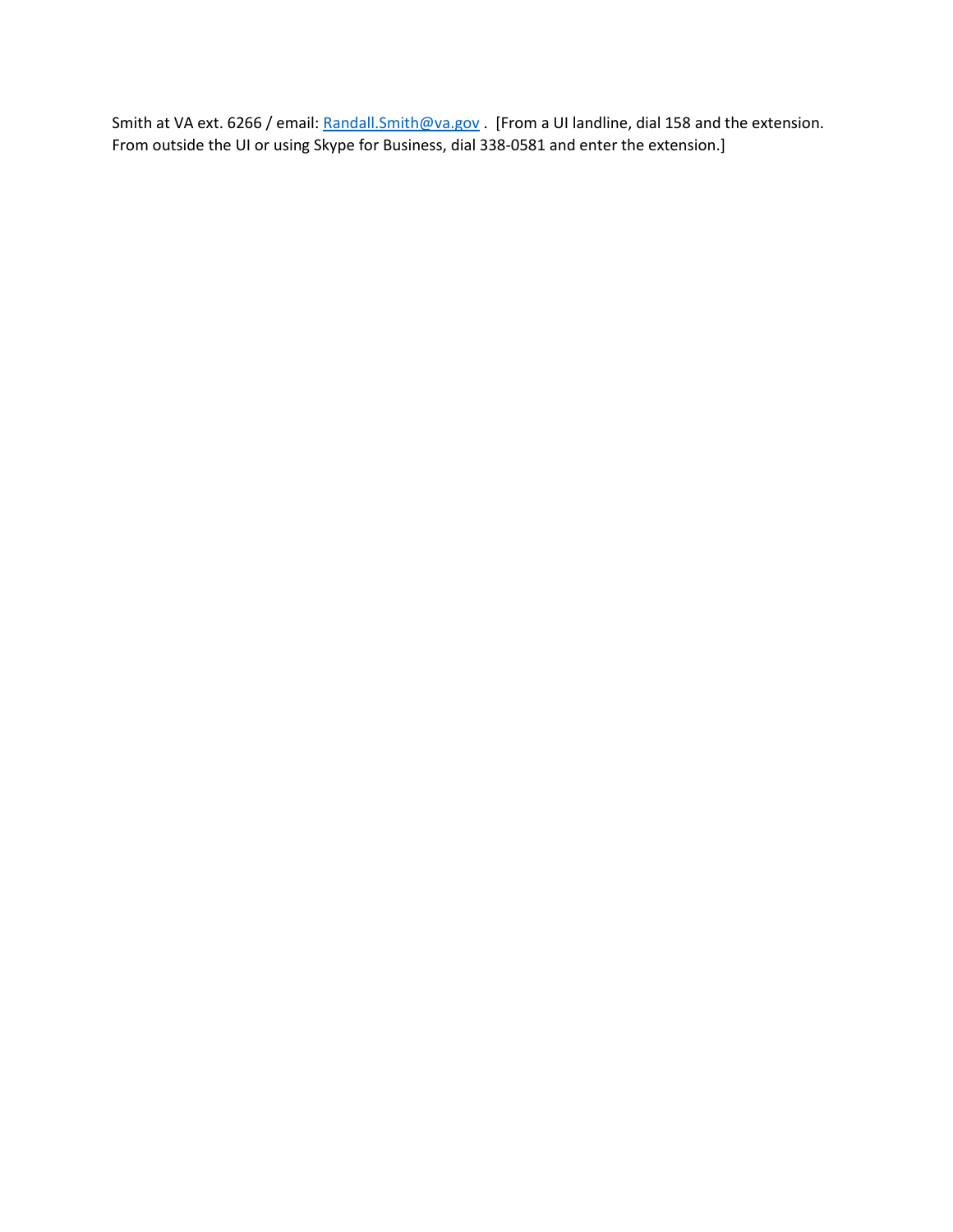Smith at VA ext. 6266 / email: Randall.Smith@va.gov .  [From a UI landline, dial 158 and the extension. From outside the UI or using Skype for Business, dial 338-0581 and enter the extension.]